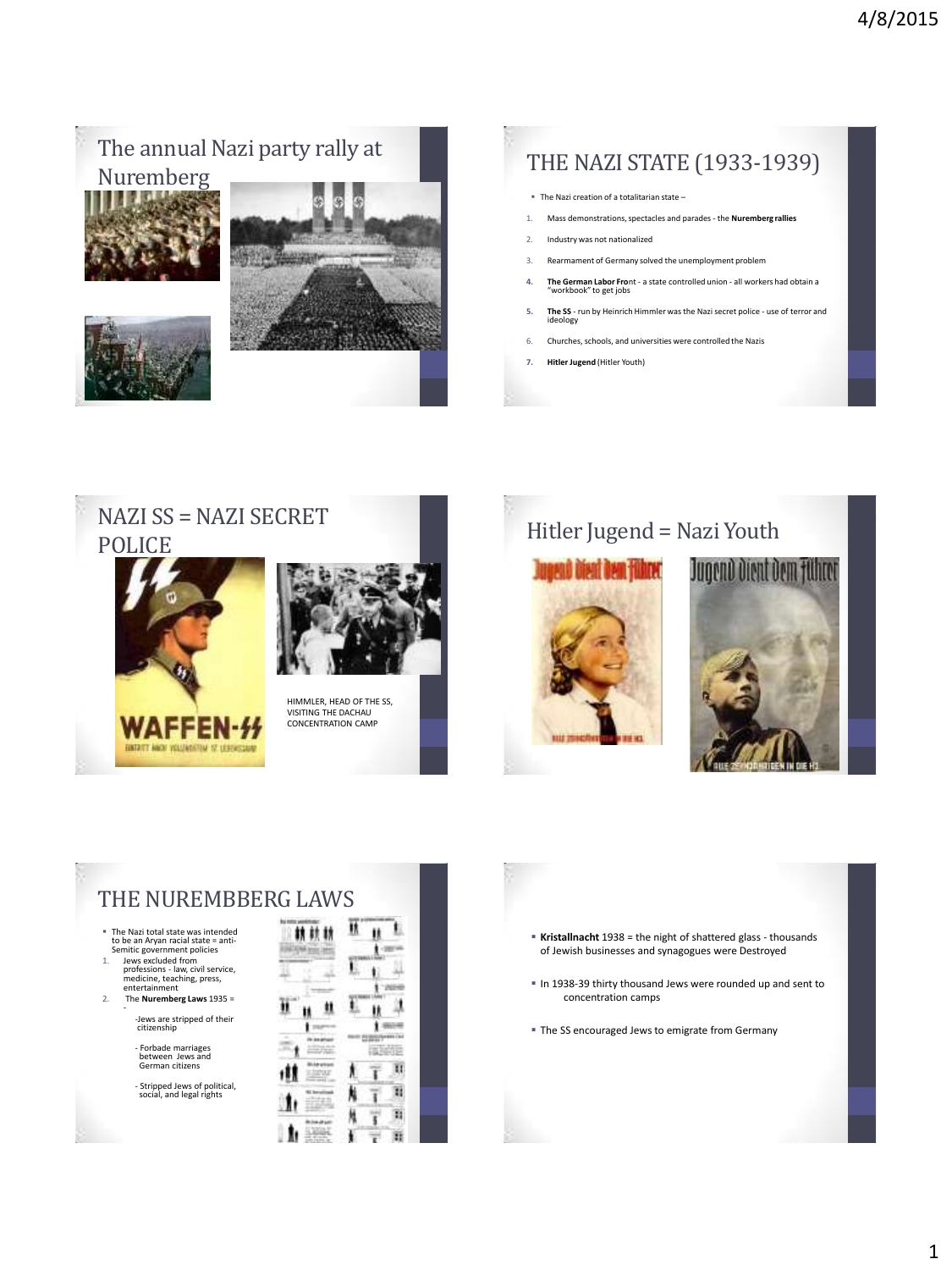## The annual Nazi party rally at Nuremberg

## THE NAZI STATE (1933-1939)

- The Nazi creation of a totalitarian state –

1. Mass demonstrations, spectacles and parades - the **Nuremberg rallies**
2. Industry was not nationalized
3. Rearmament of Germany solved the unemployment problem
4. **The German Labor Fro**nt - a state controlled union - all workers had obtain a "workbook" to get jobs
5. **The SS** - run by Heinrich Himmler was the Nazi secret police - use of terror and ideology
6. Churches, schools, and universities were controlled the Nazis
7. **Hitler Jugend** (Hitler Youth)

## NAZI SS = NAZI SECRET POLICE

HIMMLER, HEAD OF THE SS, VISITING THE DACHAU CONCENTRATION CAMP

## Hitler Jugend = Nazi Youth

## THE NUREMBBERG LAWS

- The Nazi total state was intended to be an Aryan racial state = anti-Semitic government policies

1. Jews excluded from professions - law, civil service, medicine, teaching, press, entertainment
2. The **Nuremberg Laws** 1935 =
   - -Jews are stripped of their citizenship
   - - Forbade marriages between Jews and German citizens
   - - Stripped Jews of political, social, and legal rights

- **Kristallnacht** 1938 = the night of shattered glass - thousands of Jewish businesses and synagogues were Destroyed
- In 1938-39 thirty thousand Jews were rounded up and sent to concentration camps
- The SS encouraged Jews to emigrate from Germany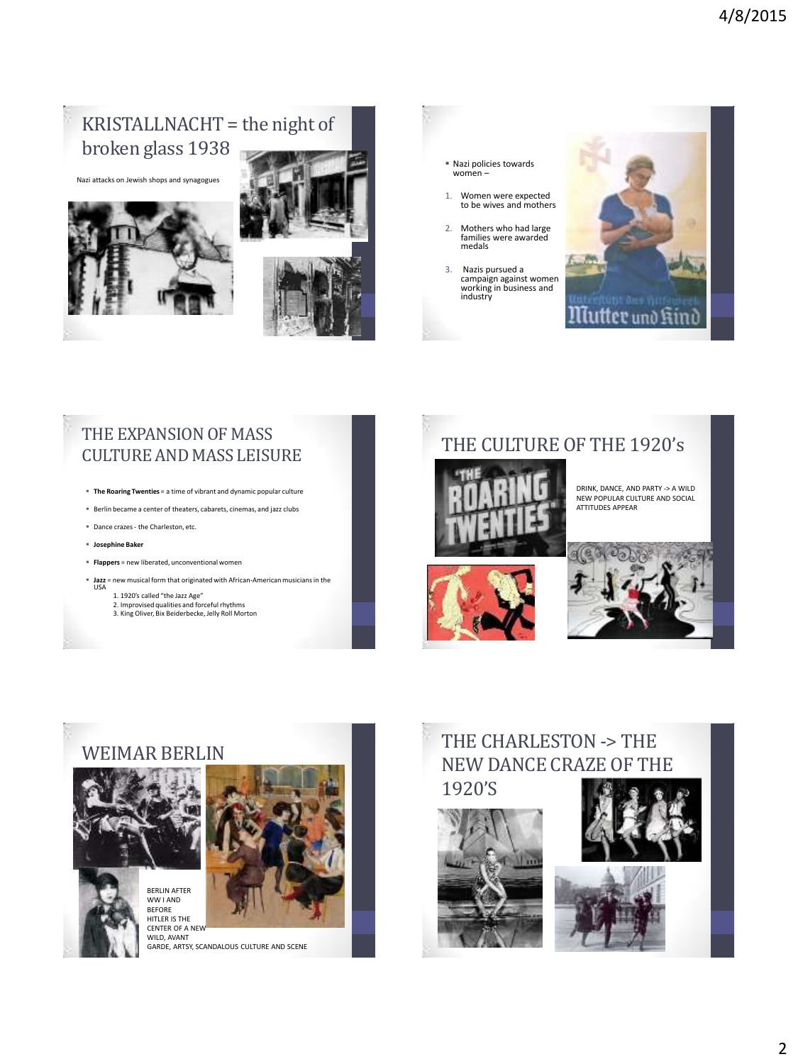## KRISTALLNACHT = the night of broken glass 1938

Nazi attacks on Jewish shops and synagogues

---

- Nazi policies towards women –

1. Women were expected to be wives and mothers
2. Mothers who had large families were awarded medals
3. Nazis pursued a campaign against women working in business and industry

Unterstützt das Hilfswerk Mutter und Kind

---

## THE EXPANSION OF MASS CULTURE AND MASS LEISURE

- **The Roaring Twenties** = a time of vibrant and dynamic popular culture
- Berlin became a center of theaters, cabarets, cinemas, and jazz clubs
- Dance crazes - the Charleston, etc.
- **Josephine Baker**
- **Flappers** = new liberated, unconventional women
- **Jazz** = new musical form that originated with African-American musicians in the USA
  1. 1920's called "the Jazz Age"
  2. Improvised qualities and forceful rhythms
  3. King Oliver, Bix Beiderbecke, Jelly Roll Morton

---

## THE CULTURE OF THE 1920's

THE ROARING TWENTIES

DRINK, DANCE, AND PARTY -> A WILD NEW POPULAR CULTURE AND SOCIAL ATTITUDES APPEAR

---

## WEIMAR BERLIN

BERLIN AFTER WW I AND BEFORE HITLER IS THE CENTER OF A NEW WILD, AVANT GARDE, ARTSY, SCANDALOUS CULTURE AND SCENE

---

## THE CHARLESTON -> THE NEW DANCE CRAZE OF THE 1920'S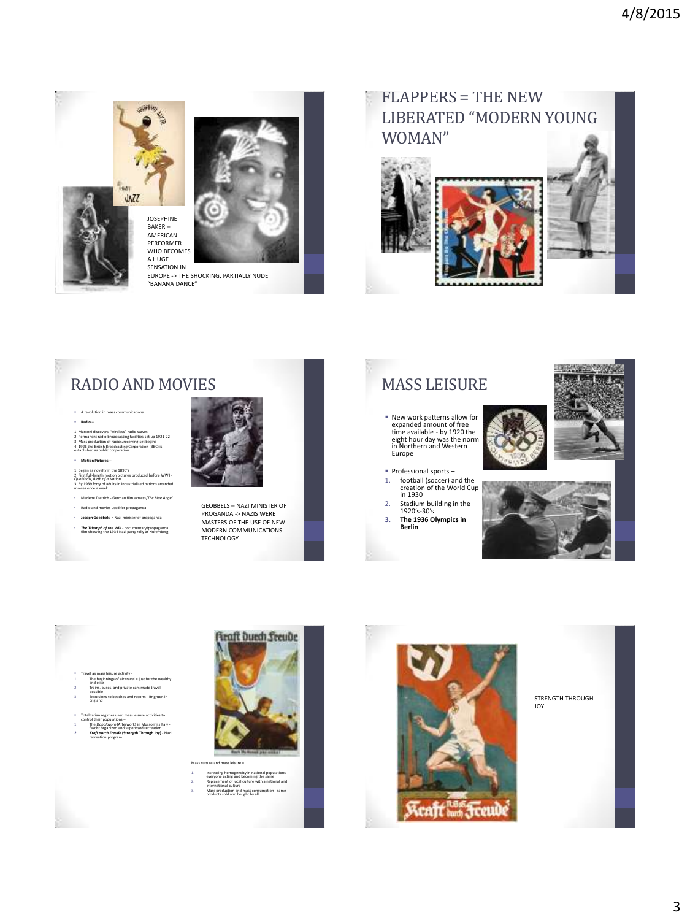JOSEPHINE BAKER – AMERICAN PERFORMER WHO BECOMES A HUGE SENSATION IN EUROPE -> THE SHOCKING, PARTIALLY NUDE "BANANA DANCE"

## FLAPPERS = THE NEW LIBERATED "MODERN YOUNG WOMAN"

## RADIO AND MOVIES

- A revolution in mass communications
- **Radio** –

1. Marconi discovers "wireless" radio waves
2. Permanent radio broadcasting facilities set up 1921-22
3. Mass production of radios/receiving set begins
4. 1926 the British Broadcasting Corporation (BBC) is established as public corporation

- **Motion Pictures** –

1. Began as novelty in the 1890's
2. First full-length motion pictures produced before WW I - *Quo Vadis*, *Birth of a Nation*
3. By 1939 forty of adults in industrialized nations attended movies once a week

- Marlene Dietrich - German film actress/*The Blue Angel*
- Radio and movies used for propaganda
- **Joseph Goebbels** = Nazi minister of propaganda
- ***The Triumph of the Will*** - documentary/propaganda film showing the 1934 Nazi party rally at Nuremberg

GEOBBELS – NAZI MINISTER OF PROGANDA -> NAZIS WERE MASTERS OF THE USE OF NEW MODERN COMMUNICATIONS TECHNOLOGY

## MASS LEISURE

- New work patterns allow for expanded amount of free time available - by 1920 the eight hour day was the norm in Northern and Western Europe
- Professional sports –

1. football (soccer) and the creation of the World Cup in 1930
2. Stadium building in the 1920's-30's
3. **The 1936 Olympics in Berlin**

- Travel as mass leisure activity -

1. The beginnings of air travel = just for the wealthy and elite
2. Trains, buses, and private cars made travel possible
3. Excursions to beaches and resorts - Brighton in England

- Totalitarian regimes used mass leisure activities to control their populations –

1. The *Dopolavoro* (Afterwork) in Mussolini's Italy - fascist organized and supervised recreation
2. ***Kraft durch Freude* (Strength Through Joy)** - Nazi recreation program

Mass culture and mass leisure =

1. Increasing homogeneity in national populations - everyone acting and becoming the same
2. Replacement of local culture with a national and international culture
3. Mass production and mass consumption - same products sold and bought by all

STRENGTH THROUGH JOY